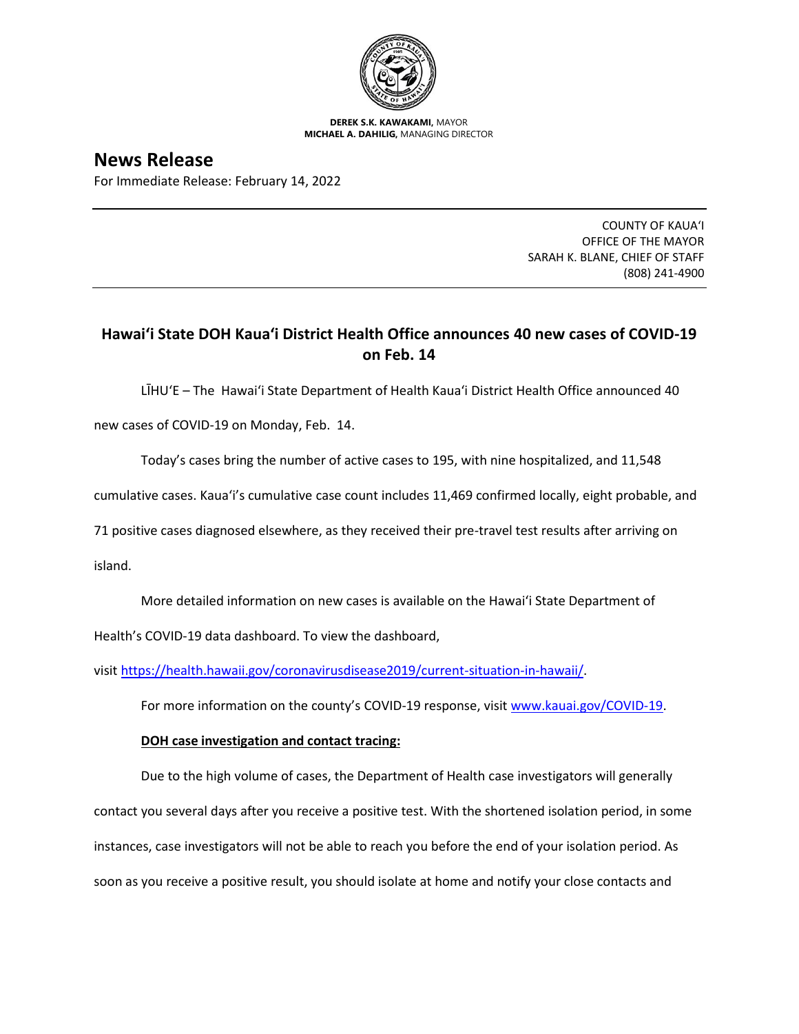**DEREK S.K. KAWAKAMI,** MAYOR
**MICHAEL A. DAHILIG,** MANAGING DIRECTOR

# News Release

For Immediate Release: February 14, 2022

COUNTY OF KAUAʻI
OFFICE OF THE MAYOR
SARAH K. BLANE, CHIEF OF STAFF
(808) 241-4900

## Hawaiʻi State DOH Kauaʻi District Health Office announces 40 new cases of COVID-19 on Feb. 14

LĪHUʻE – The Hawaiʻi State Department of Health Kauaʻi District Health Office announced 40 new cases of COVID-19 on Monday, Feb. 14.

Today's cases bring the number of active cases to 195, with nine hospitalized, and 11,548 cumulative cases. Kauaʻi's cumulative case count includes 11,469 confirmed locally, eight probable, and 71 positive cases diagnosed elsewhere, as they received their pre-travel test results after arriving on island.

More detailed information on new cases is available on the Hawaiʻi State Department of Health's COVID-19 data dashboard. To view the dashboard, visit https://health.hawaii.gov/coronavirusdisease2019/current-situation-in-hawaii/.

For more information on the county's COVID-19 response, visit www.kauai.gov/COVID-19.

**DOH case investigation and contact tracing:**

Due to the high volume of cases, the Department of Health case investigators will generally contact you several days after you receive a positive test. With the shortened isolation period, in some instances, case investigators will not be able to reach you before the end of your isolation period. As soon as you receive a positive result, you should isolate at home and notify your close contacts and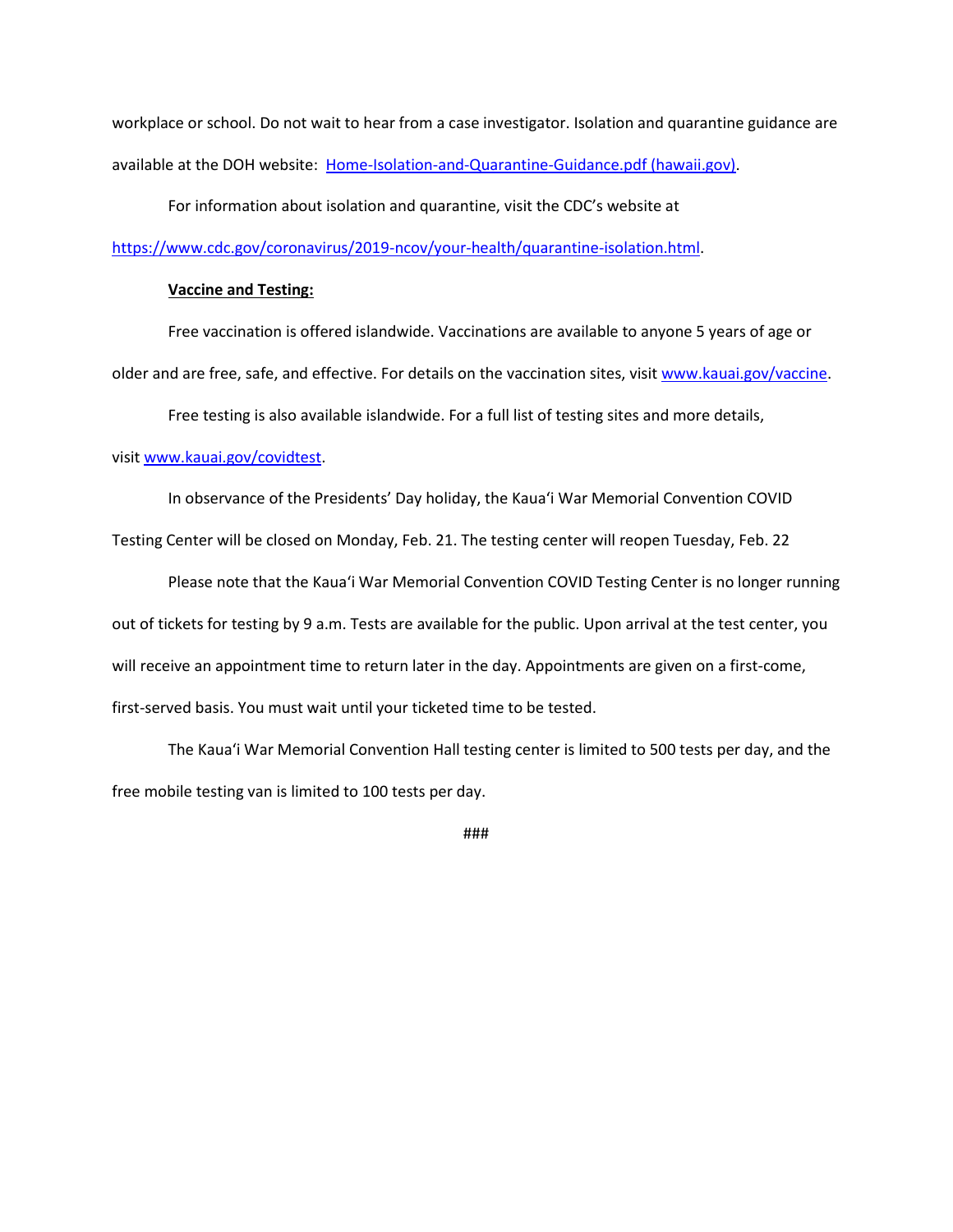workplace or school. Do not wait to hear from a case investigator. Isolation and quarantine guidance are available at the DOH website: [Home-Isolation-and-Quarantine-Guidance.pdf (hawaii.gov)](Home-Isolation-and-Quarantine-Guidance.pdf).

For information about isolation and quarantine, visit the CDC's website at https://www.cdc.gov/coronavirus/2019-ncov/your-health/quarantine-isolation.html.

**Vaccine and Testing:**

Free vaccination is offered islandwide. Vaccinations are available to anyone 5 years of age or older and are free, safe, and effective. For details on the vaccination sites, visit www.kauai.gov/vaccine.

Free testing is also available islandwide. For a full list of testing sites and more details, visit www.kauai.gov/covidtest.

In observance of the Presidents' Day holiday, the Kaua'i War Memorial Convention COVID Testing Center will be closed on Monday, Feb. 21. The testing center will reopen Tuesday, Feb. 22

Please note that the Kaua'i War Memorial Convention COVID Testing Center is no longer running out of tickets for testing by 9 a.m. Tests are available for the public. Upon arrival at the test center, you will receive an appointment time to return later in the day. Appointments are given on a first-come, first-served basis. You must wait until your ticketed time to be tested.

The Kaua'i War Memorial Convention Hall testing center is limited to 500 tests per day, and the free mobile testing van is limited to 100 tests per day.

###